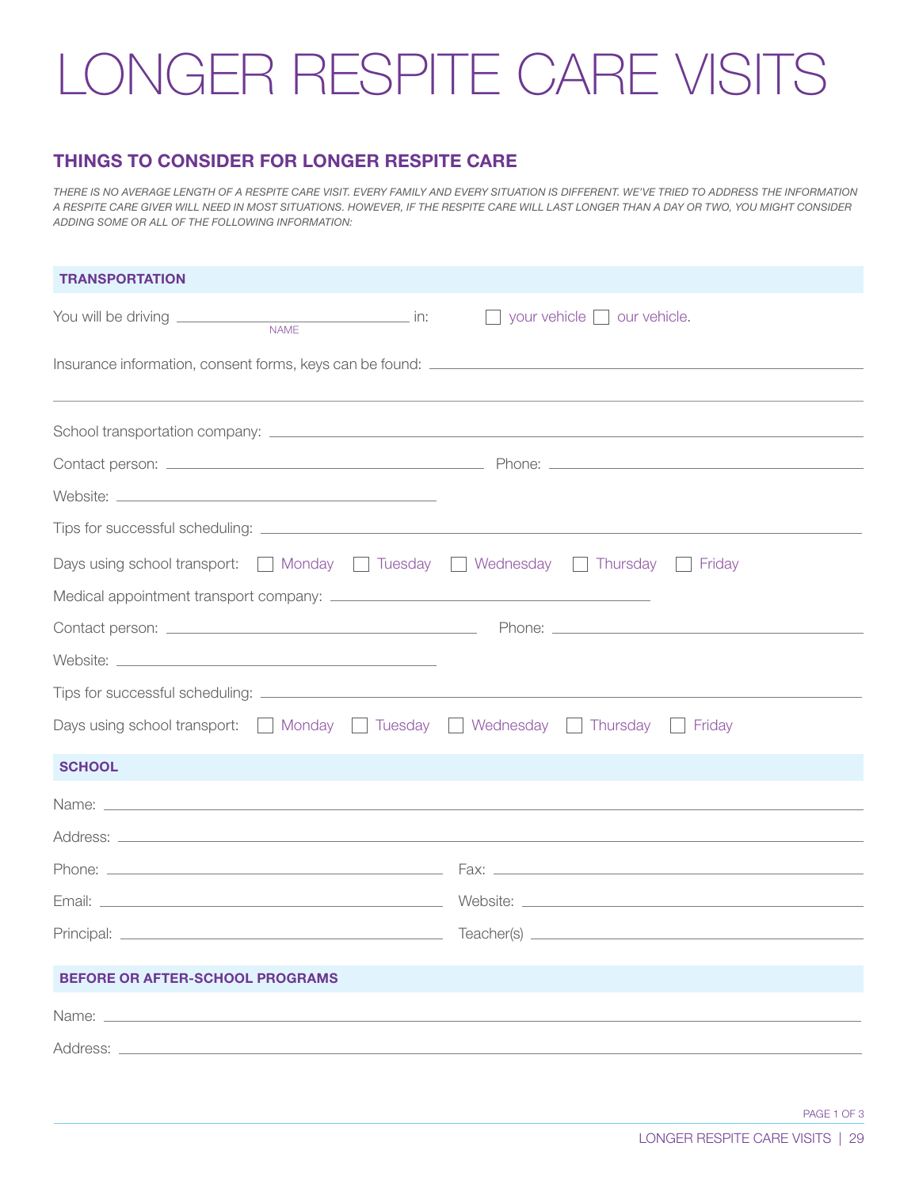# LONGER RESPITE CARE VISITS

## THINGS TO CONSIDER FOR LONGER RESPITE CARE

*THERE IS NO AVERAGE LENGTH OF A RESPITE CARE VISIT. EVERY FAMILY AND EVERY SITUATION IS DIFFERENT. WE'VE TRIED TO ADDRESS THE INFORMATION A RESPITE CARE GIVER WILL NEED IN MOST SITUATIONS. HOWEVER, IF THE RESPITE CARE WILL LAST LONGER THAN A DAY OR TWO, YOU MIGHT CONSIDER ADDING SOME OR ALL OF THE FOLLOWING INFORMATION:*

### TRANSPORTATION

You will be driving ______________________ (NAME) in: ☐ your vehicle ☐ our vehicle.

Insurance information, consent forms, keys can be found: ______________________

______________________

School transportation company: ______________________

Contact person: ______________________ Phone: ______________________

Website: ______________________

Tips for successful scheduling: ______________________

Days using school transport: ☐ Monday ☐ Tuesday ☐ Wednesday ☐ Thursday ☐ Friday

Medical appointment transport company: ______________________

Contact person: ______________________ Phone: ______________________

Website: ______________________

Tips for successful scheduling: ______________________

Days using school transport: ☐ Monday ☐ Tuesday ☐ Wednesday ☐ Thursday ☐ Friday

### SCHOOL

Name: ______________________

Address: ______________________

Phone: ______________________ Fax: ______________________

Email: ______________________ Website: ______________________

Principal: ______________________ Teacher(s) ______________________

### BEFORE OR AFTER-SCHOOL PROGRAMS

Name: ______________________

Address: ______________________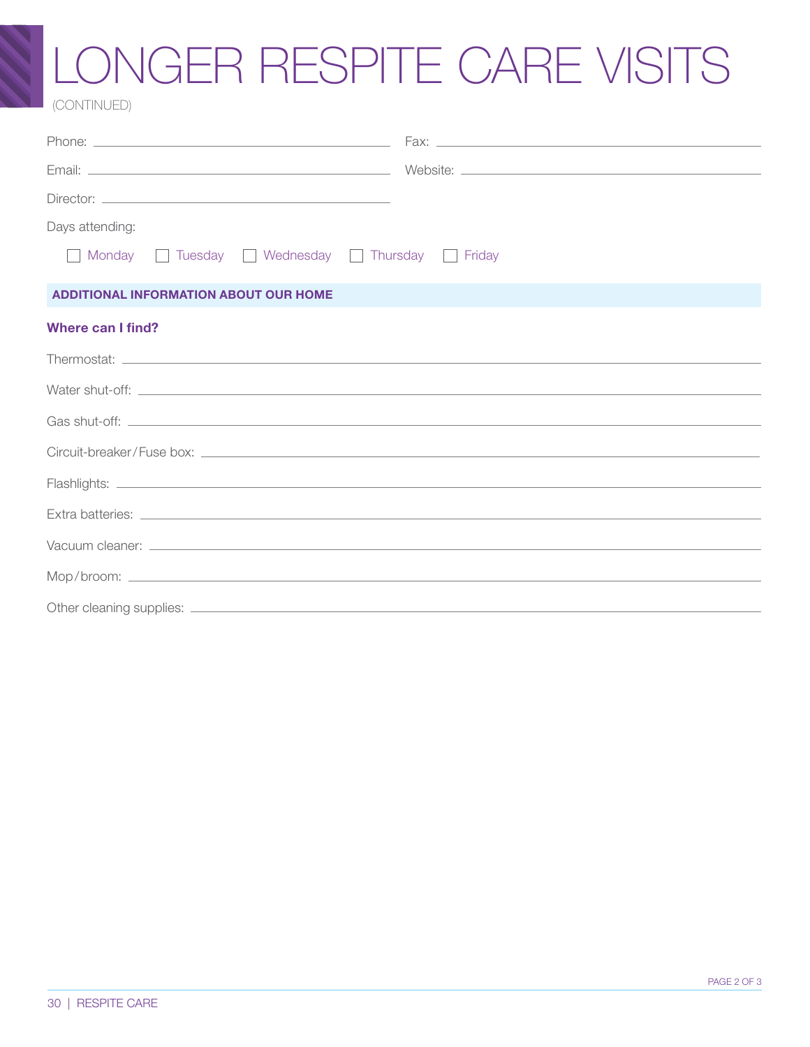# LONGER RESPITE CARE VISITS

(CONTINUED)

Phone: ______________________ Fax: ______________________

Email: ______________________ Website: ______________________

Director: ______________________

Days attending:

☐ Monday ☐ Tuesday ☐ Wednesday ☐ Thursday ☐ Friday

## ADDITIONAL INFORMATION ABOUT OUR HOME

### Where can I find?

Thermostat: ______________________

Water shut-off: ______________________

Gas shut-off: ______________________

Circuit-breaker/Fuse box: ______________________

Flashlights: ______________________

Extra batteries: ______________________

Vacuum cleaner: ______________________

Mop/broom: ______________________

Other cleaning supplies: ______________________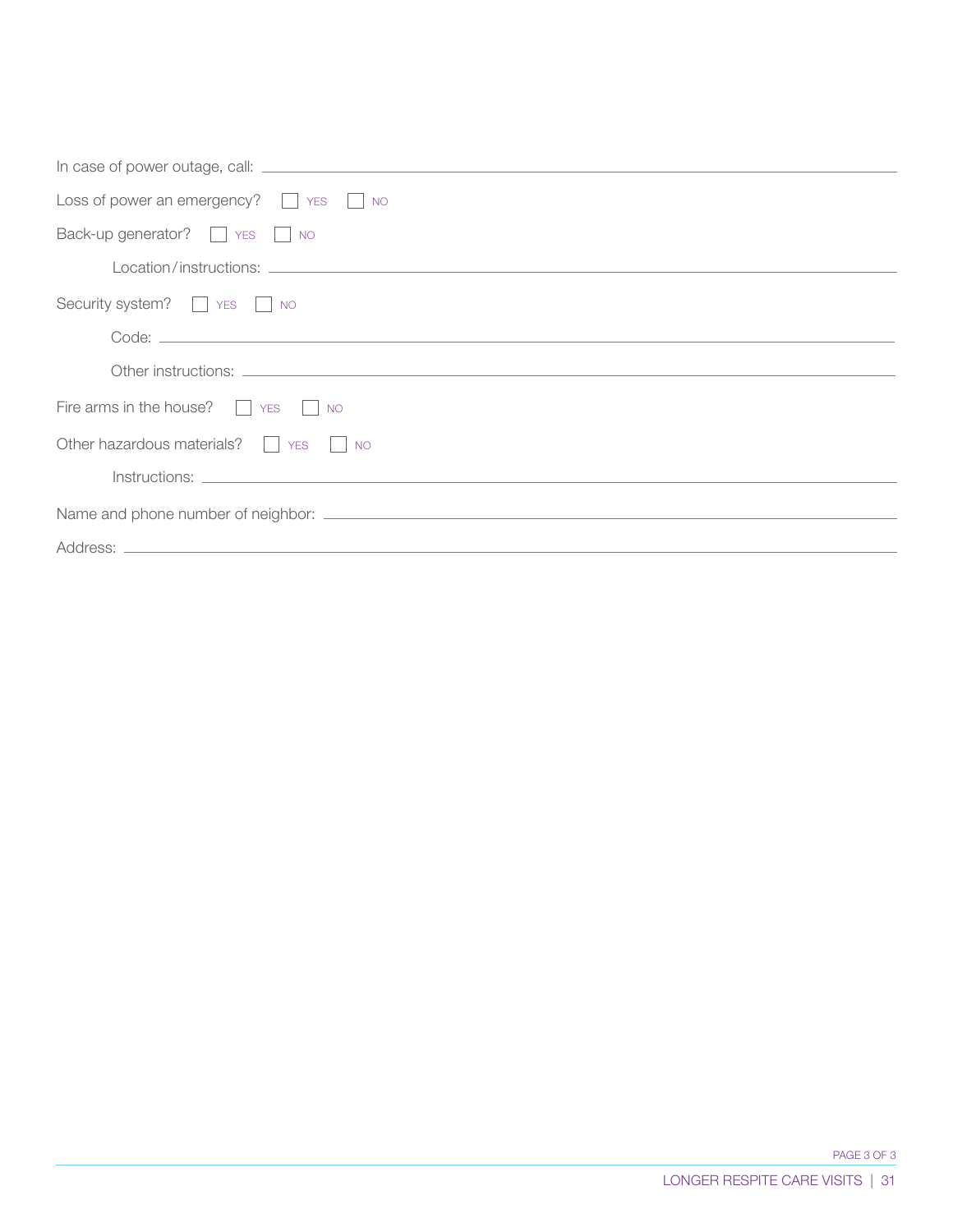In case of power outage, call: ______________________________

Loss of power an emergency? ☐ YES ☐ NO

Back-up generator? ☐ YES ☐ NO

Location/instructions: ______________________________

Security system? ☐ YES ☐ NO

Code: ______________________________

Other instructions: ______________________________

Fire arms in the house? ☐ YES ☐ NO

Other hazardous materials? ☐ YES ☐ NO

Instructions: ______________________________

Name and phone number of neighbor: ______________________________

Address: ______________________________